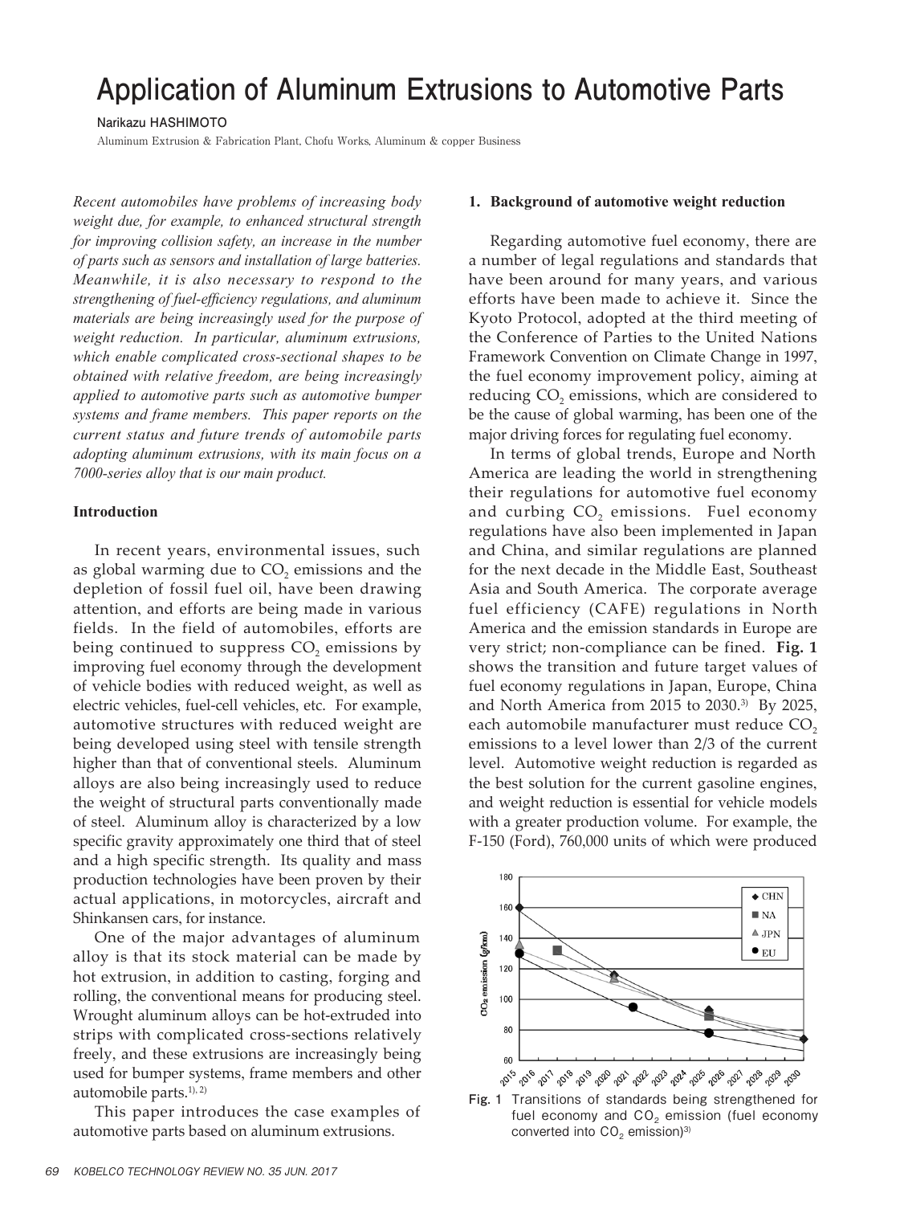# Application of Aluminum Extrusions to Automotive Parts

Narikazu HASHIMOTO

Aluminum Extrusion & Fabrication Plant, Chofu Works, Aluminum & copper Business

*Recent automobiles have problems of increasing body weight due, for example, to enhanced structural strength for improving collision safety, an increase in the number of parts such as sensors and installation of large batteries. Meanwhile, it is also necessary to respond to the strengthening of fuel-efficiency regulations, and aluminum materials are being increasingly used for the purpose of weight reduction. In particular, aluminum extrusions, which enable complicated cross-sectional shapes to be obtained with relative freedom, are being increasingly applied to automotive parts such as automotive bumper systems and frame members. This paper reports on the current status and future trends of automobile parts adopting aluminum extrusions, with its main focus on a 7000-series alloy that is our main product.*

## Introduction

In recent years, environmental issues, such as global warming due to $CO_2$ emissions and the depletion of fossil fuel oil, have been drawing attention, and efforts are being made in various fields. In the field of automobiles, efforts are being continued to suppress $CO_2$ emissions by improving fuel economy through the development of vehicle bodies with reduced weight, as well as electric vehicles, fuel-cell vehicles, etc. For example, automotive structures with reduced weight are being developed using steel with tensile strength higher than that of conventional steels. Aluminum alloys are also being increasingly used to reduce the weight of structural parts conventionally made of steel. Aluminum alloy is characterized by a low specific gravity approximately one third that of steel and a high specific strength. Its quality and mass production technologies have been proven by their actual applications, in motorcycles, aircraft and Shinkansen cars, for instance.

One of the major advantages of aluminum alloy is that its stock material can be made by hot extrusion, in addition to casting, forging and rolling, the conventional means for producing steel. Wrought aluminum alloys can be hot-extruded into strips with complicated cross-sections relatively freely, and these extrusions are increasingly being used for bumper systems, frame members and other automobile parts.[1), 2)]

This paper introduces the case examples of automotive parts based on aluminum extrusions.

## 1. Background of automotive weight reduction

Regarding automotive fuel economy, there are a number of legal regulations and standards that have been around for many years, and various efforts have been made to achieve it. Since the Kyoto Protocol, adopted at the third meeting of the Conference of Parties to the United Nations Framework Convention on Climate Change in 1997, the fuel economy improvement policy, aiming at reducing $CO_2$ emissions, which are considered to be the cause of global warming, has been one of the major driving forces for regulating fuel economy.

In terms of global trends, Europe and North America are leading the world in strengthening their regulations for automotive fuel economy and curbing $CO_2$ emissions. Fuel economy regulations have also been implemented in Japan and China, and similar regulations are planned for the next decade in the Middle East, Southeast Asia and South America. The corporate average fuel efficiency (CAFE) regulations in North America and the emission standards in Europe are very strict; non-compliance can be fined. **Fig. 1** shows the transition and future target values of fuel economy regulations in Japan, Europe, China and North America from 2015 to 2030.[3)] By 2025, each automobile manufacturer must reduce $CO_2$ emissions to a level lower than 2/3 of the current level. Automotive weight reduction is regarded as the best solution for the current gasoline engines, and weight reduction is essential for vehicle models with a greater production volume. For example, the F-150 (Ford), 760,000 units of which were produced

Fig. 1 Transitions of standards being strengthened for fuel economy and $CO_2$ emission (fuel economy converted into $CO_2$ emission)[3)]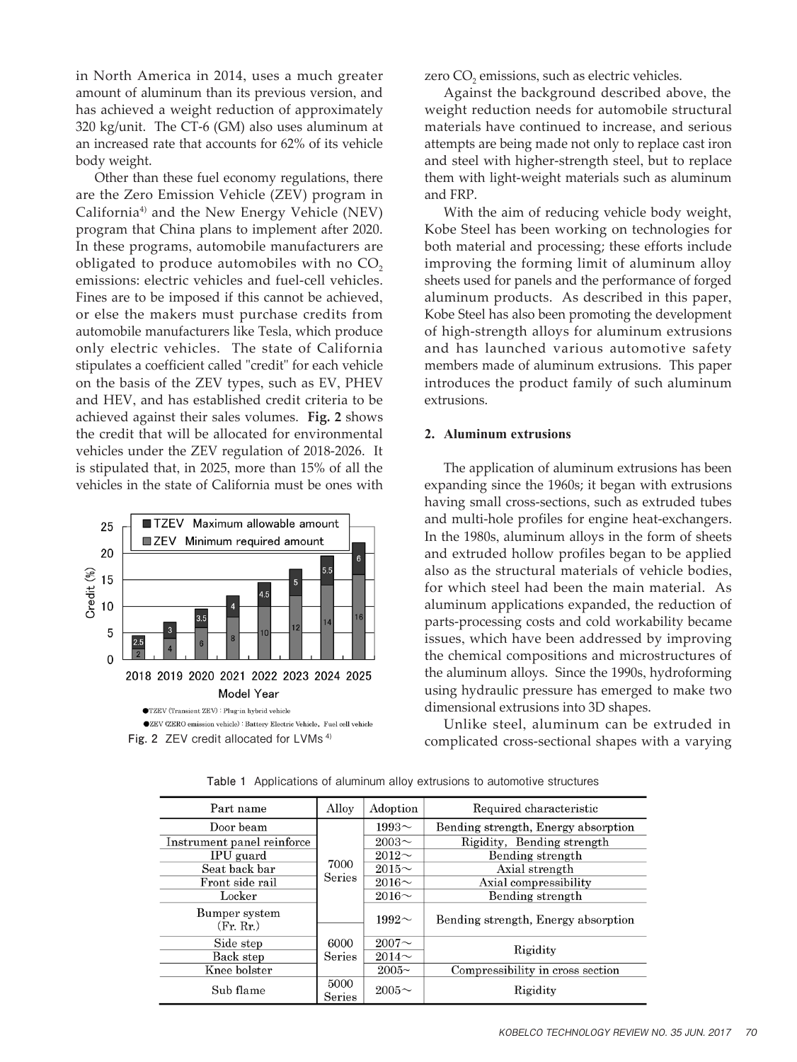in North America in 2014, uses a much greater amount of aluminum than its previous version, and has achieved a weight reduction of approximately 320 kg/unit. The CT-6 (GM) also uses aluminum at an increased rate that accounts for 62% of its vehicle body weight.

Other than these fuel economy regulations, there are the Zero Emission Vehicle (ZEV) program in California[4] and the New Energy Vehicle (NEV) program that China plans to implement after 2020. In these programs, automobile manufacturers are obligated to produce automobiles with no $CO_2$ emissions: electric vehicles and fuel-cell vehicles. Fines are to be imposed if this cannot be achieved, or else the makers must purchase credits from automobile manufacturers like Tesla, which produce only electric vehicles. The state of California stipulates a coefficient called "credit" for each vehicle on the basis of the ZEV types, such as EV, PHEV and HEV, and has established credit criteria to be achieved against their sales volumes. **Fig. 2** shows the credit that will be allocated for environmental vehicles under the ZEV regulation of 2018-2026. It is stipulated that, in 2025, more than 15% of all the vehicles in the state of California must be ones with zero $CO_2$ emissions, such as electric vehicles.

●TZEV (Transient ZEV) : Plug-in hybrid vehicle

●ZEV (ZERO emission vehicle) : Battery Electric Vehicle, Fuel cell vehicle

Fig. 2 ZEV credit allocated for LVMs [4]

Against the background described above, the weight reduction needs for automobile structural materials have continued to increase, and serious attempts are being made not only to replace cast iron and steel with higher-strength steel, but to replace them with light-weight materials such as aluminum and FRP.

With the aim of reducing vehicle body weight, Kobe Steel has been working on technologies for both material and processing; these efforts include improving the forming limit of aluminum alloy sheets used for panels and the performance of forged aluminum products. As described in this paper, Kobe Steel has also been promoting the development of high-strength alloys for aluminum extrusions and has launched various automotive safety members made of aluminum extrusions. This paper introduces the product family of such aluminum extrusions.

## 2. Aluminum extrusions

The application of aluminum extrusions has been expanding since the 1960s; it began with extrusions having small cross-sections, such as extruded tubes and multi-hole profiles for engine heat-exchangers. In the 1980s, aluminum alloys in the form of sheets and extruded hollow profiles began to be applied also as the structural materials of vehicle bodies, for which steel had been the main material. As aluminum applications expanded, the reduction of parts-processing costs and cold workability became issues, which have been addressed by improving the chemical compositions and microstructures of the aluminum alloys. Since the 1990s, hydroforming using hydraulic pressure has emerged to make two dimensional extrusions into 3D shapes.

Unlike steel, aluminum can be extruded in complicated cross-sectional shapes with a varying

Table 1 Applications of aluminum alloy extrusions to automotive structures

| Part name | Alloy | Adoption | Required characteristic |
|---|---|---|---|
| Door beam | 7000 Series | 1993～ | Bending strength, Energy absorption |
| Instrument panel reinforce | | 2003～ | Rigidity, Bending strength |
| IPU guard | | 2012～ | Bending strength |
| Seat back bar | | 2015～ | Axial strength |
| Front side rail | | 2016～ | Axial compressibility |
| Locker | | 2016～ | Bending strength |
| Bumper system (Fr. Rr.) | 7000 Series / 6000 Series | 1992～ | Bending strength, Energy absorption |
| Side step | 6000 Series | 2007～ | Rigidity |
| Back step | | 2014～ | |
| Knee bolster | | 2005~ | Compressibility in cross section |
| Sub flame | 5000 Series | 2005～ | Rigidity |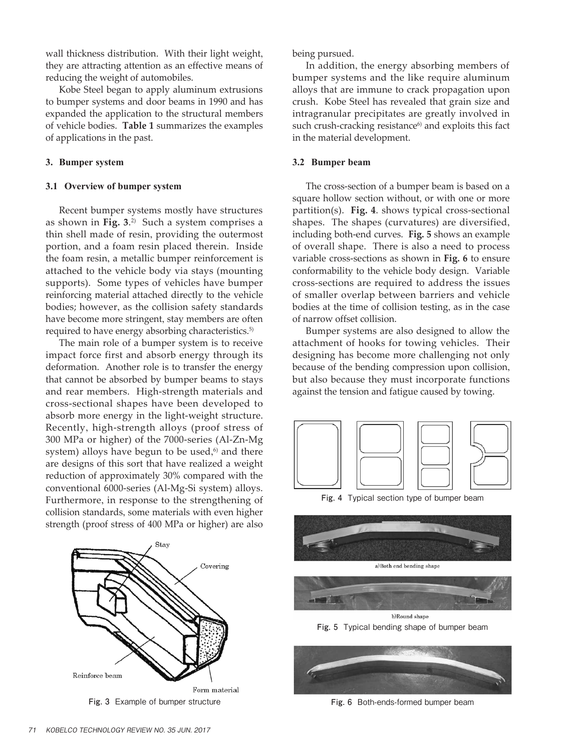wall thickness distribution. With their light weight, they are attracting attention as an effective means of reducing the weight of automobiles.

Kobe Steel began to apply aluminum extrusions to bumper systems and door beams in 1990 and has expanded the application to the structural members of vehicle bodies. **Table 1** summarizes the examples of applications in the past.

## 3. Bumper system

### 3.1 Overview of bumper system

Recent bumper systems mostly have structures as shown in **Fig. 3**.[2] Such a system comprises a thin shell made of resin, providing the outermost portion, and a foam resin placed therein. Inside the foam resin, a metallic bumper reinforcement is attached to the vehicle body via stays (mounting supports). Some types of vehicles have bumper reinforcing material attached directly to the vehicle bodies; however, as the collision safety standards have become more stringent, stay members are often required to have energy absorbing characteristics.[5]

The main role of a bumper system is to receive impact force first and absorb energy through its deformation. Another role is to transfer the energy that cannot be absorbed by bumper beams to stays and rear members. High-strength materials and cross-sectional shapes have been developed to absorb more energy in the light-weight structure. Recently, high-strength alloys (proof stress of 300 MPa or higher) of the 7000-series (Al-Zn-Mg system) alloys have begun to be used,[6] and there are designs of this sort that have realized a weight reduction of approximately 30% compared with the conventional 6000-series (Al-Mg-Si system) alloys. Furthermore, in response to the strengthening of collision standards, some materials with even higher strength (proof stress of 400 MPa or higher) are also being pursued.

Fig. 3 Example of bumper structure

In addition, the energy absorbing members of bumper systems and the like require aluminum alloys that are immune to crack propagation upon crush. Kobe Steel has revealed that grain size and intragranular precipitates are greatly involved in such crush-cracking resistance[6] and exploits this fact in the material development.

### 3.2 Bumper beam

The cross-section of a bumper beam is based on a square hollow section without, or with one or more partition(s). **Fig. 4**. shows typical cross-sectional shapes. The shapes (curvatures) are diversified, including both-end curves. **Fig. 5** shows an example of overall shape. There is also a need to process variable cross-sections as shown in **Fig. 6** to ensure conformability to the vehicle body design. Variable cross-sections are required to address the issues of smaller overlap between barriers and vehicle bodies at the time of collision testing, as in the case of narrow offset collision.

Bumper systems are also designed to allow the attachment of hooks for towing vehicles. Their designing has become more challenging not only because of the bending compression upon collision, but also because they must incorporate functions against the tension and fatigue caused by towing.

Fig. 4 Typical section type of bumper beam

a) Both end bending shape

b) Round shape

Fig. 5 Typical bending shape of bumper beam

Fig. 6 Both-ends-formed bumper beam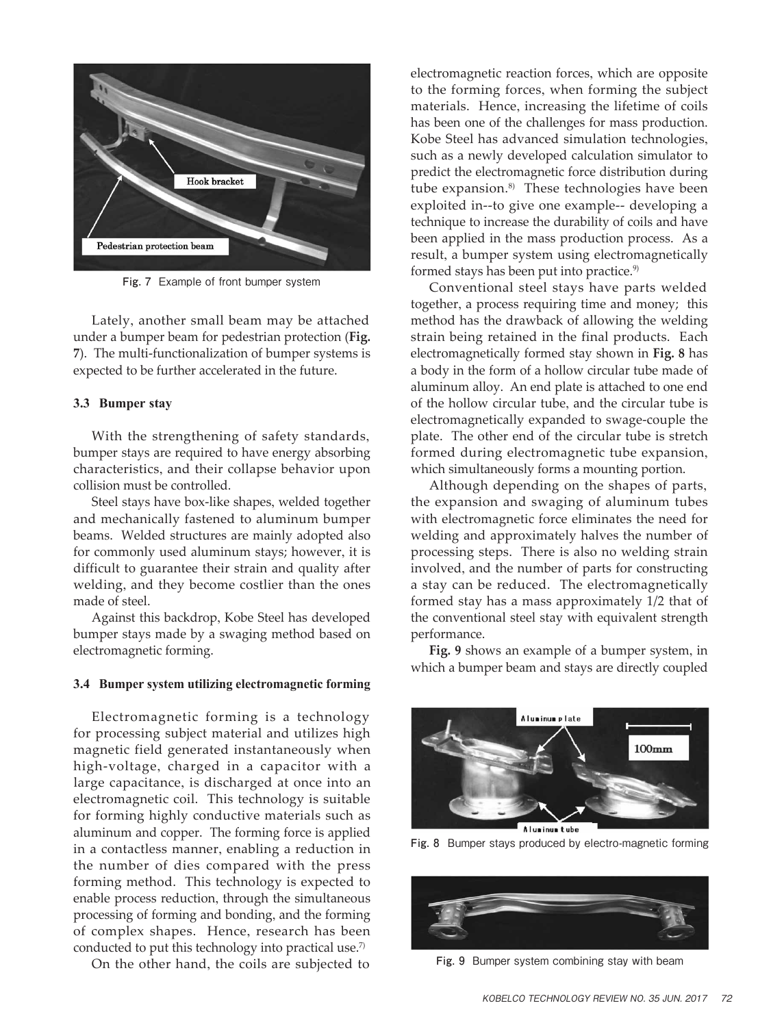Fig. 7 Example of front bumper system

Lately, another small beam may be attached under a bumper beam for pedestrian protection (**Fig. 7**). The multi-functionalization of bumper systems is expected to be further accelerated in the future.

### 3.3 Bumper stay

With the strengthening of safety standards, bumper stays are required to have energy absorbing characteristics, and their collapse behavior upon collision must be controlled.

Steel stays have box-like shapes, welded together and mechanically fastened to aluminum bumper beams. Welded structures are mainly adopted also for commonly used aluminum stays; however, it is difficult to guarantee their strain and quality after welding, and they become costlier than the ones made of steel.

Against this backdrop, Kobe Steel has developed bumper stays made by a swaging method based on electromagnetic forming.

### 3.4 Bumper system utilizing electromagnetic forming

Electromagnetic forming is a technology for processing subject material and utilizes high magnetic field generated instantaneously when high-voltage, charged in a capacitor with a large capacitance, is discharged at once into an electromagnetic coil. This technology is suitable for forming highly conductive materials such as aluminum and copper. The forming force is applied in a contactless manner, enabling a reduction in the number of dies compared with the press forming method. This technology is expected to enable process reduction, through the simultaneous processing of forming and bonding, and the forming of complex shapes. Hence, research has been conducted to put this technology into practical use.[7)]

On the other hand, the coils are subjected to electromagnetic reaction forces, which are opposite to the forming forces, when forming the subject materials. Hence, increasing the lifetime of coils has been one of the challenges for mass production. Kobe Steel has advanced simulation technologies, such as a newly developed calculation simulator to predict the electromagnetic force distribution during tube expansion.[8)] These technologies have been exploited in--to give one example-- developing a technique to increase the durability of coils and have been applied in the mass production process. As a result, a bumper system using electromagnetically formed stays has been put into practice.[9)]

Conventional steel stays have parts welded together, a process requiring time and money; this method has the drawback of allowing the welding strain being retained in the final products. Each electromagnetically formed stay shown in **Fig. 8** has a body in the form of a hollow circular tube made of aluminum alloy. An end plate is attached to one end of the hollow circular tube, and the circular tube is electromagnetically expanded to swage-couple the plate. The other end of the circular tube is stretch formed during electromagnetic tube expansion, which simultaneously forms a mounting portion.

Although depending on the shapes of parts, the expansion and swaging of aluminum tubes with electromagnetic force eliminates the need for welding and approximately halves the number of processing steps. There is also no welding strain involved, and the number of parts for constructing a stay can be reduced. The electromagnetically formed stay has a mass approximately 1/2 that of the conventional steel stay with equivalent strength performance.

**Fig. 9** shows an example of a bumper system, in which a bumper beam and stays are directly coupled

Fig. 8 Bumper stays produced by electro-magnetic forming

Fig. 9 Bumper system combining stay with beam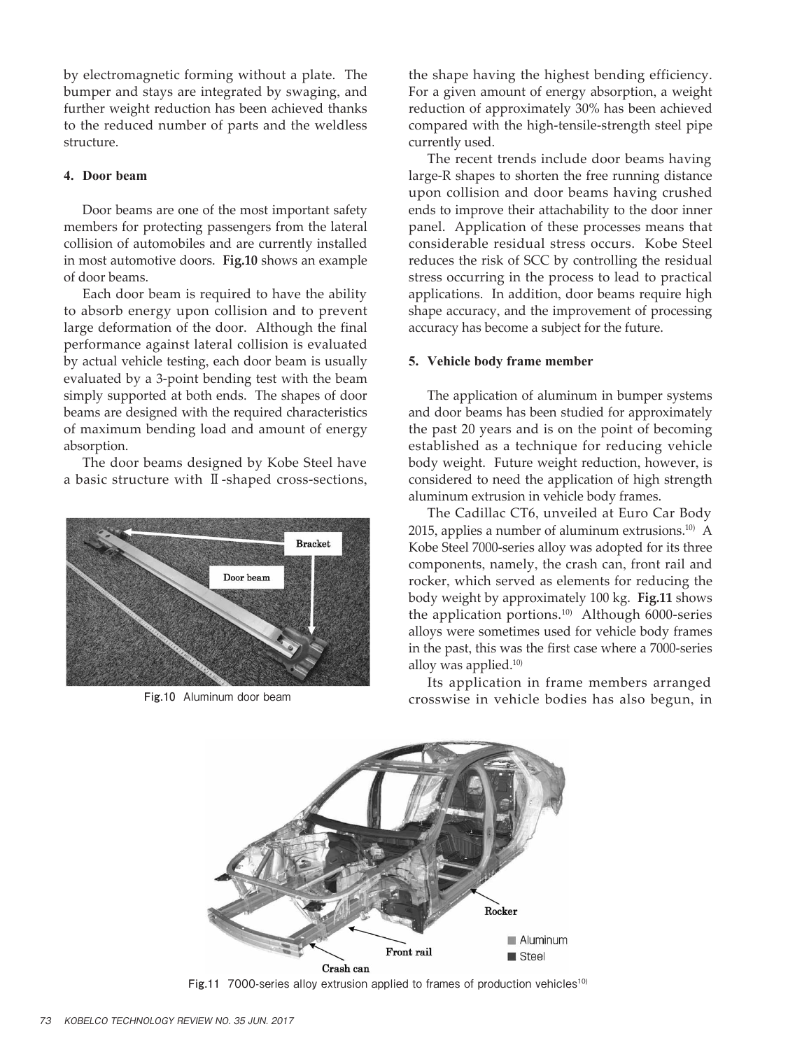by electromagnetic forming without a plate. The bumper and stays are integrated by swaging, and further weight reduction has been achieved thanks to the reduced number of parts and the weldless structure.

## 4. Door beam

Door beams are one of the most important safety members for protecting passengers from the lateral collision of automobiles and are currently installed in most automotive doors. **Fig.10** shows an example of door beams.

Each door beam is required to have the ability to absorb energy upon collision and to prevent large deformation of the door. Although the final performance against lateral collision is evaluated by actual vehicle testing, each door beam is usually evaluated by a 3-point bending test with the beam simply supported at both ends. The shapes of door beams are designed with the required characteristics of maximum bending load and amount of energy absorption.

The door beams designed by Kobe Steel have a basic structure with Ⅱ-shaped cross-sections, the shape having the highest bending efficiency. For a given amount of energy absorption, a weight reduction of approximately 30% has been achieved compared with the high-tensile-strength steel pipe currently used.

Fig.10 Aluminum door beam

The recent trends include door beams having large-R shapes to shorten the free running distance upon collision and door beams having crushed ends to improve their attachability to the door inner panel. Application of these processes means that considerable residual stress occurs. Kobe Steel reduces the risk of SCC by controlling the residual stress occurring in the process to lead to practical applications. In addition, door beams require high shape accuracy, and the improvement of processing accuracy has become a subject for the future.

## 5. Vehicle body frame member

The application of aluminum in bumper systems and door beams has been studied for approximately the past 20 years and is on the point of becoming established as a technique for reducing vehicle body weight. Future weight reduction, however, is considered to need the application of high strength aluminum extrusion in vehicle body frames.

The Cadillac CT6, unveiled at Euro Car Body 2015, applies a number of aluminum extrusions.[10] A Kobe Steel 7000-series alloy was adopted for its three components, namely, the crash can, front rail and rocker, which served as elements for reducing the body weight by approximately 100 kg. **Fig.11** shows the application portions.[10] Although 6000-series alloys were sometimes used for vehicle body frames in the past, this was the first case where a 7000-series alloy was applied.[10]

Its application in frame members arranged crosswise in vehicle bodies has also begun, in

Fig.11 7000-series alloy extrusion applied to frames of production vehicles[10]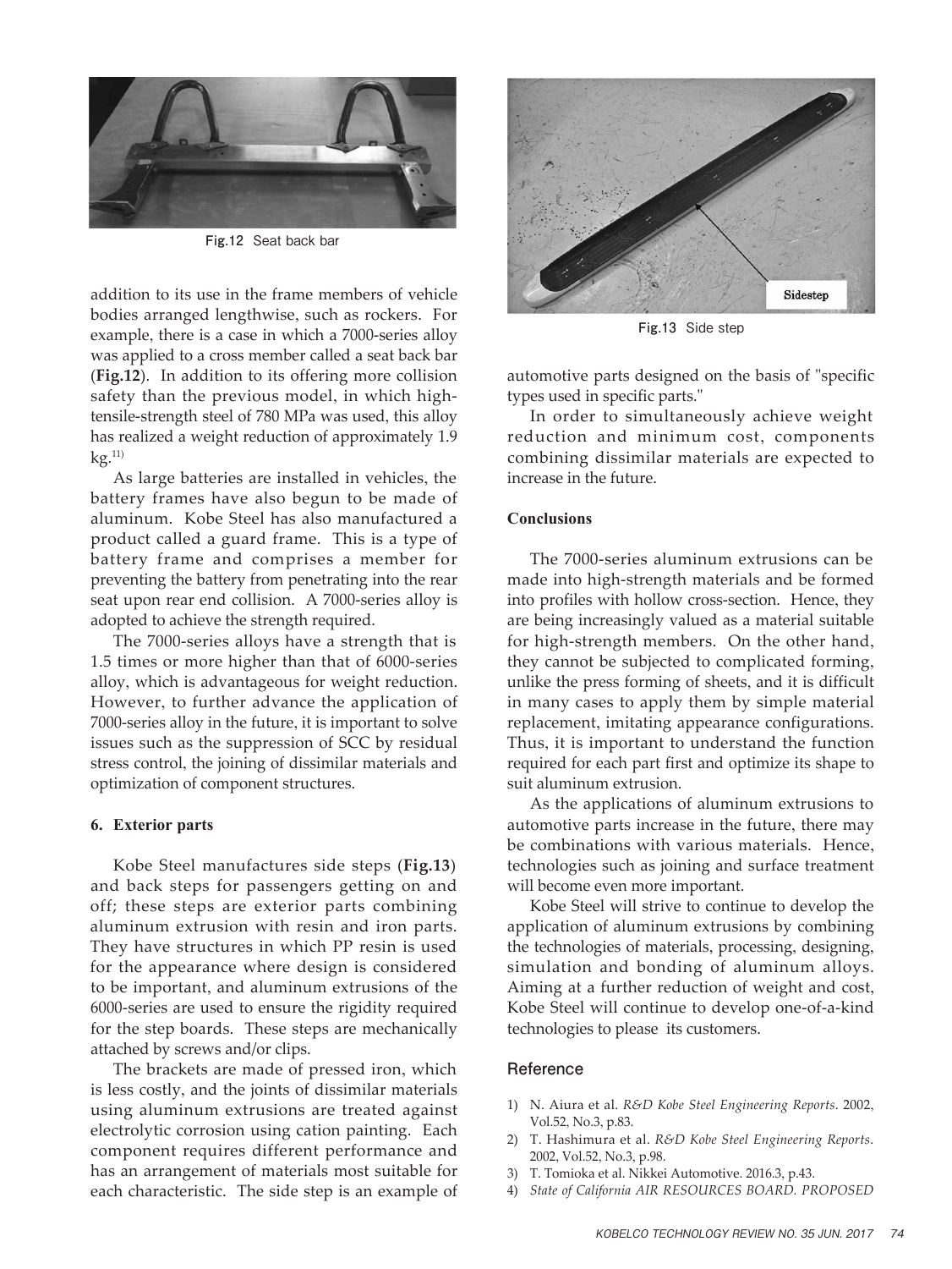Fig.12 Seat back bar

addition to its use in the frame members of vehicle bodies arranged lengthwise, such as rockers. For example, there is a case in which a 7000-series alloy was applied to a cross member called a seat back bar (**Fig.12**). In addition to its offering more collision safety than the previous model, in which high-tensile-strength steel of 780 MPa was used, this alloy has realized a weight reduction of approximately 1.9 kg.[11)]

As large batteries are installed in vehicles, the battery frames have also begun to be made of aluminum. Kobe Steel has also manufactured a product called a guard frame. This is a type of battery frame and comprises a member for preventing the battery from penetrating into the rear seat upon rear end collision. A 7000-series alloy is adopted to achieve the strength required.

The 7000-series alloys have a strength that is 1.5 times or more higher than that of 6000-series alloy, which is advantageous for weight reduction. However, to further advance the application of 7000-series alloy in the future, it is important to solve issues such as the suppression of SCC by residual stress control, the joining of dissimilar materials and optimization of component structures.

### 6. Exterior parts

Kobe Steel manufactures side steps (**Fig.13**) and back steps for passengers getting on and off; these steps are exterior parts combining aluminum extrusion with resin and iron parts. They have structures in which PP resin is used for the appearance where design is considered to be important, and aluminum extrusions of the 6000-series are used to ensure the rigidity required for the step boards. These steps are mechanically attached by screws and/or clips.

The brackets are made of pressed iron, which is less costly, and the joints of dissimilar materials using aluminum extrusions are treated against electrolytic corrosion using cation painting. Each component requires different performance and has an arrangement of materials most suitable for each characteristic. The side step is an example of automotive parts designed on the basis of "specific types used in specific parts."

Sidestep

Fig.13 Side step

In order to simultaneously achieve weight reduction and minimum cost, components combining dissimilar materials are expected to increase in the future.

### Conclusions

The 7000-series aluminum extrusions can be made into high-strength materials and be formed into profiles with hollow cross-section. Hence, they are being increasingly valued as a material suitable for high-strength members. On the other hand, they cannot be subjected to complicated forming, unlike the press forming of sheets, and it is difficult in many cases to apply them by simple material replacement, imitating appearance configurations. Thus, it is important to understand the function required for each part first and optimize its shape to suit aluminum extrusion.

As the applications of aluminum extrusions to automotive parts increase in the future, there may be combinations with various materials. Hence, technologies such as joining and surface treatment will become even more important.

Kobe Steel will strive to continue to develop the application of aluminum extrusions by combining the technologies of materials, processing, designing, simulation and bonding of aluminum alloys. Aiming at a further reduction of weight and cost, Kobe Steel will continue to develop one-of-a-kind technologies to please its customers.

### Reference

1) N. Aiura et al. *R&D Kobe Steel Engineering Reports*. 2002, Vol.52, No.3, p.83.
2) T. Hashimura et al. *R&D Kobe Steel Engineering Reports*. 2002, Vol.52, No.3, p.98.
3) T. Tomioka et al. Nikkei Automotive. 2016.3, p.43.
4) *State of California AIR RESOURCES BOARD. PROPOSED*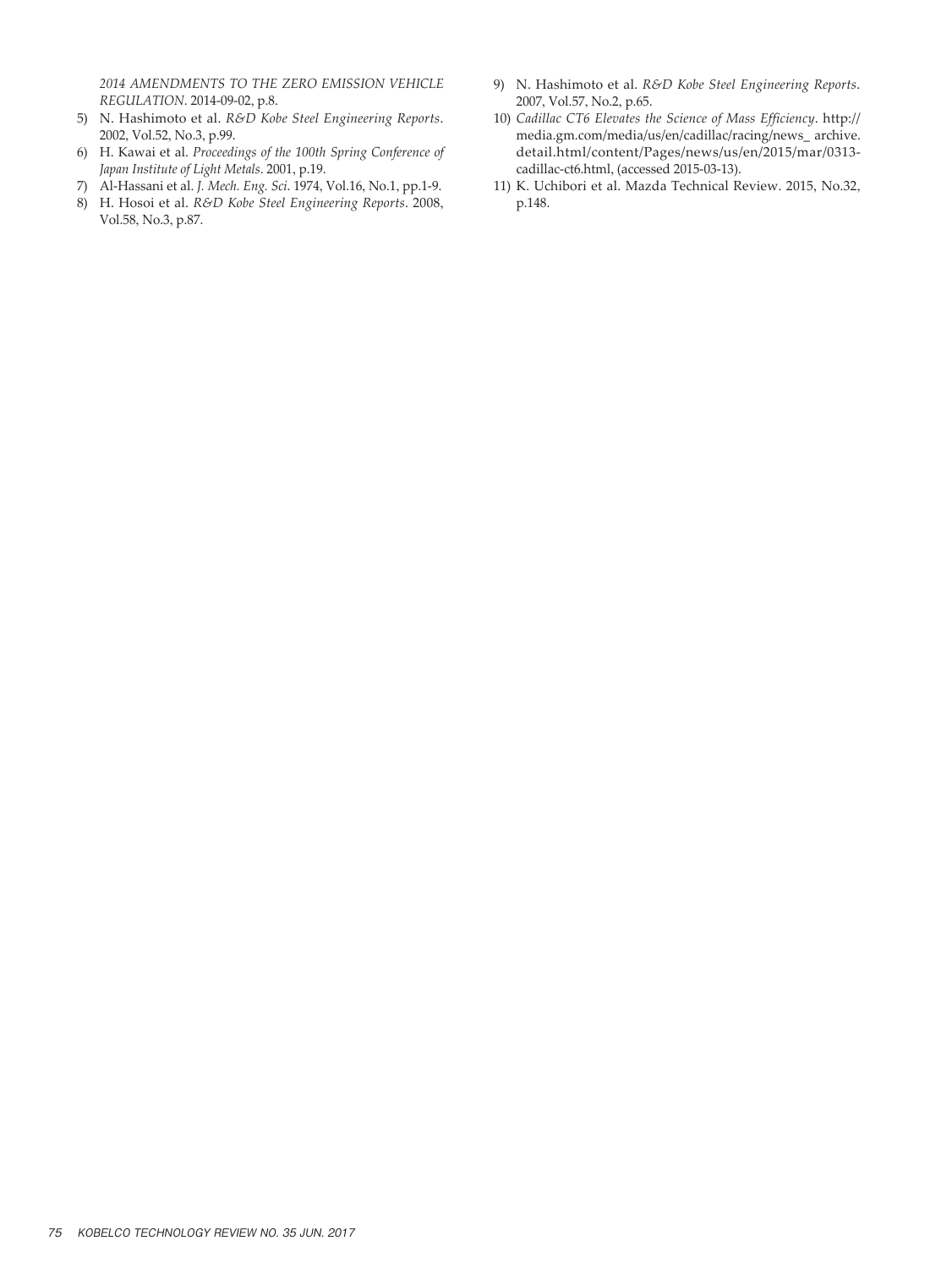*2014 AMENDMENTS TO THE ZERO EMISSION VEHICLE REGULATION*. 2014-09-02, p.8.

5) N. Hashimoto et al. *R&D Kobe Steel Engineering Reports*. 2002, Vol.52, No.3, p.99.
6) H. Kawai et al. *Proceedings of the 100th Spring Conference of Japan Institute of Light Metals*. 2001, p.19.
7) Al-Hassani et al. *J. Mech. Eng. Sci*. 1974, Vol.16, No.1, pp.1-9.
8) H. Hosoi et al. *R&D Kobe Steel Engineering Reports*. 2008, Vol.58, No.3, p.87.
9) N. Hashimoto et al. *R&D Kobe Steel Engineering Reports*. 2007, Vol.57, No.2, p.65.
10) *Cadillac CT6 Elevates the Science of Mass Efficiency*. http://media.gm.com/media/us/en/cadillac/racing/news_ archive.detail.html/content/Pages/news/us/en/2015/mar/0313-cadillac-ct6.html, (accessed 2015-03-13).
11) K. Uchibori et al. Mazda Technical Review. 2015, No.32, p.148.